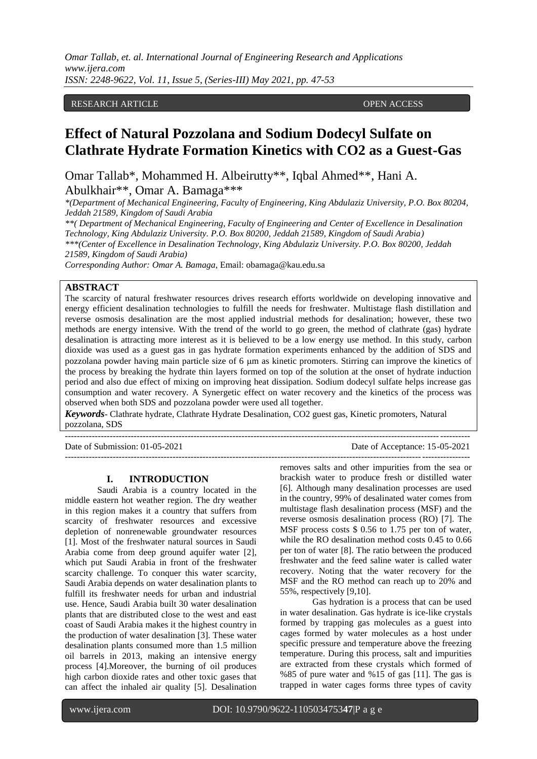RESEARCH ARTICLE OPEN ACCESS

# Effect of Natural Pozzolana and Sodium Dodecyl Sulfate on Clathrate Hydrate Formation Kinetics with CO2 as a Guest-Gas

Omar Tallab*, Mohammed H. Albeirutty**, Iqbal Ahmed**, Hani A. Abulkhair**, Omar A. Bamaga***

*\*(Department of Mechanical Engineering, Faculty of Engineering, King Abdulaziz University, P.O. Box 80204, Jeddah 21589, Kingdom of Saudi Arabia*

*\*\*( Department of Mechanical Engineering, Faculty of Engineering and Center of Excellence in Desalination Technology, King Abdulaziz University. P.O. Box 80200, Jeddah 21589, Kingdom of Saudi Arabia)*

*\*\*\*(Center of Excellence in Desalination Technology, King Abdulaziz University. P.O. Box 80200, Jeddah 21589, Kingdom of Saudi Arabia)*

*Corresponding Author: Omar A. Bamaga,* Email: obamaga@kau.edu.sa

## ABSTRACT

The scarcity of natural freshwater resources drives research efforts worldwide on developing innovative and energy efficient desalination technologies to fulfill the needs for freshwater. Multistage flash distillation and reverse osmosis desalination are the most applied industrial methods for desalination; however, these two methods are energy intensive. With the trend of the world to go green, the method of clathrate (gas) hydrate desalination is attracting more interest as it is believed to be a low energy use method. In this study, carbon dioxide was used as a guest gas in gas hydrate formation experiments enhanced by the addition of SDS and pozzolana powder having main particle size of 6 μm as kinetic promoters. Stirring can improve the kinetics of the process by breaking the hydrate thin layers formed on top of the solution at the onset of hydrate induction period and also due effect of mixing on improving heat dissipation. Sodium dodecyl sulfate helps increase gas consumption and water recovery. A Synergetic effect on water recovery and the kinetics of the process was observed when both SDS and pozzolana powder were used all together.

***Keywords***- Clathrate hydrate, Clathrate Hydrate Desalination, CO2 guest gas, Kinetic promoters, Natural pozzolana, SDS

---

Date of Submission: 01-05-2021 Date of Acceptance: 15-05-2021

---

## I. INTRODUCTION

Saudi Arabia is a country located in the middle eastern hot weather region. The dry weather in this region makes it a country that suffers from scarcity of freshwater resources and excessive depletion of nonrenewable groundwater resources [1]. Most of the freshwater natural sources in Saudi Arabia come from deep ground aquifer water [2], which put Saudi Arabia in front of the freshwater scarcity challenge. To conquer this water scarcity, Saudi Arabia depends on water desalination plants to fulfill its freshwater needs for urban and industrial use. Hence, Saudi Arabia built 30 water desalination plants that are distributed close to the west and east coast of Saudi Arabia makes it the highest country in the production of water desalination [3]. These water desalination plants consumed more than 1.5 million oil barrels in 2013, making an intensive energy process [4].Moreover, the burning of oil produces high carbon dioxide rates and other toxic gases that can affect the inhaled air quality [5]. Desalination removes salts and other impurities from the sea or brackish water to produce fresh or distilled water [6]. Although many desalination processes are used in the country, 99% of desalinated water comes from multistage flash desalination process (MSF) and the reverse osmosis desalination process (RO) [7]. The MSF process costs $ 0.56 to 1.75 per ton of water, while the RO desalination method costs 0.45 to 0.66 per ton of water [8]. The ratio between the produced freshwater and the feed saline water is called water recovery. Noting that the water recovery for the MSF and the RO method can reach up to 20% and 55%, respectively [9,10].

Gas hydration is a process that can be used in water desalination. Gas hydrate is ice-like crystals formed by trapping gas molecules as a guest into cages formed by water molecules as a host under specific pressure and temperature above the freezing temperature. During this process, salt and impurities are extracted from these crystals which formed of %85 of pure water and %15 of gas [11]. The gas is trapped in water cages forms three types of cavity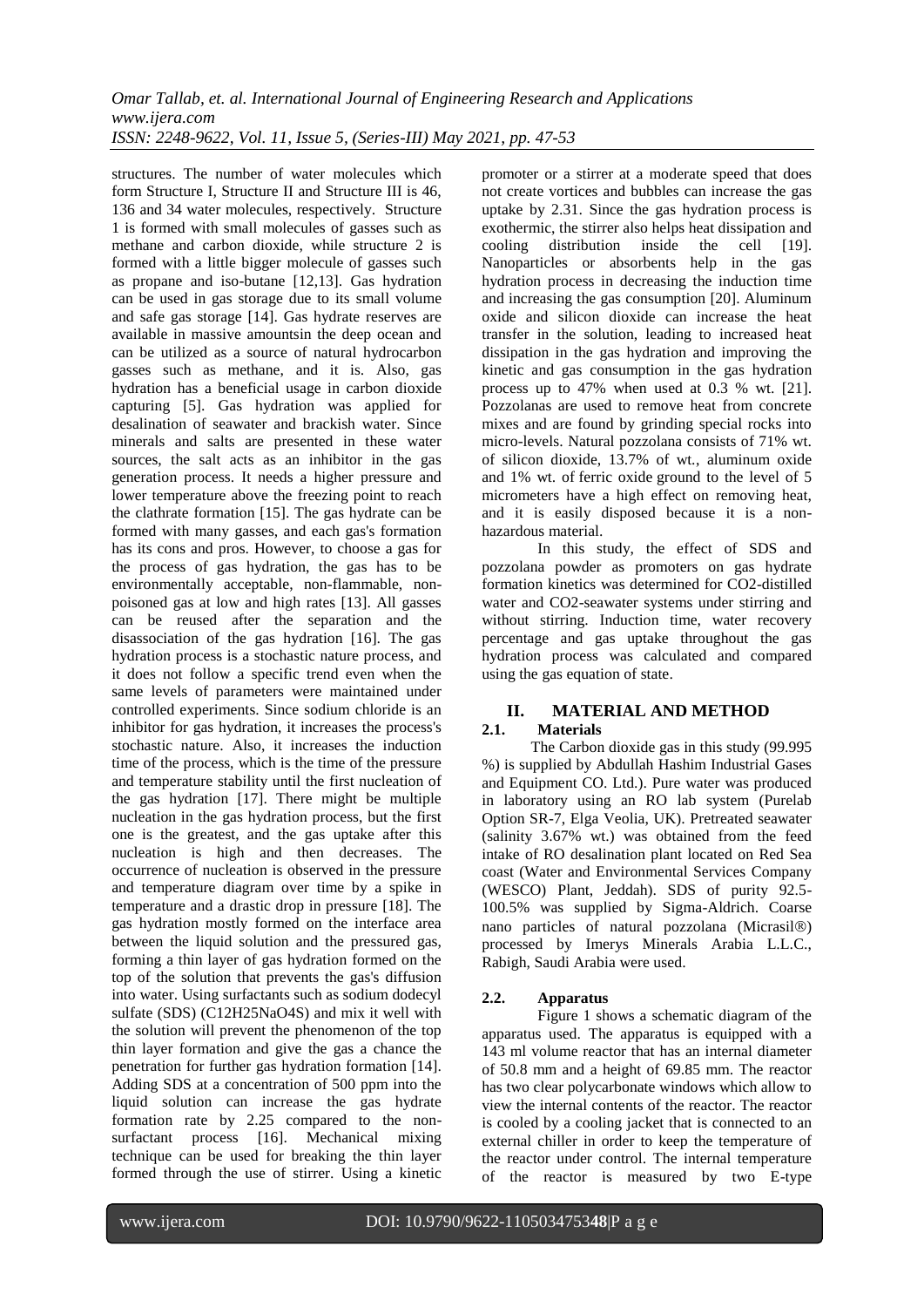structures. The number of water molecules which form Structure I, Structure II and Structure III is 46, 136 and 34 water molecules, respectively. Structure 1 is formed with small molecules of gasses such as methane and carbon dioxide, while structure 2 is formed with a little bigger molecule of gasses such as propane and iso-butane [12,13]. Gas hydration can be used in gas storage due to its small volume and safe gas storage [14]. Gas hydrate reserves are available in massive amountsin the deep ocean and can be utilized as a source of natural hydrocarbon gasses such as methane, and it is. Also, gas hydration has a beneficial usage in carbon dioxide capturing [5]. Gas hydration was applied for desalination of seawater and brackish water. Since minerals and salts are presented in these water sources, the salt acts as an inhibitor in the gas generation process. It needs a higher pressure and lower temperature above the freezing point to reach the clathrate formation [15]. The gas hydrate can be formed with many gasses, and each gas's formation has its cons and pros. However, to choose a gas for the process of gas hydration, the gas has to be environmentally acceptable, non-flammable, non-poisoned gas at low and high rates [13]. All gasses can be reused after the separation and the disassociation of the gas hydration [16]. The gas hydration process is a stochastic nature process, and it does not follow a specific trend even when the same levels of parameters were maintained under controlled experiments. Since sodium chloride is an inhibitor for gas hydration, it increases the process's stochastic nature. Also, it increases the induction time of the process, which is the time of the pressure and temperature stability until the first nucleation of the gas hydration [17]. There might be multiple nucleation in the gas hydration process, but the first one is the greatest, and the gas uptake after this nucleation is high and then decreases. The occurrence of nucleation is observed in the pressure and temperature diagram over time by a spike in temperature and a drastic drop in pressure [18]. The gas hydration mostly formed on the interface area between the liquid solution and the pressured gas, forming a thin layer of gas hydration formed on the top of the solution that prevents the gas's diffusion into water. Using surfactants such as sodium dodecyl sulfate (SDS) ($C_{12}H_{25}NaO_4S$) and mix it well with the solution will prevent the phenomenon of the top thin layer formation and give the gas a chance the penetration for further gas hydration formation [14]. Adding SDS at a concentration of 500 ppm into the liquid solution can increase the gas hydrate formation rate by 2.25 compared to the non-surfactant process [16]. Mechanical mixing technique can be used for breaking the thin layer formed through the use of stirrer. Using a kinetic promoter or a stirrer at a moderate speed that does not create vortices and bubbles can increase the gas uptake by 2.31. Since the gas hydration process is exothermic, the stirrer also helps heat dissipation and cooling distribution inside the cell [19]. Nanoparticles or absorbents help in the gas hydration process in decreasing the induction time and increasing the gas consumption [20]. Aluminum oxide and silicon dioxide can increase the heat transfer in the solution, leading to increased heat dissipation in the gas hydration and improving the kinetic and gas consumption in the gas hydration process up to 47% when used at 0.3 % wt. [21]. Pozzolanas are used to remove heat from concrete mixes and are found by grinding special rocks into micro-levels. Natural pozzolana consists of 71% wt. of silicon dioxide, 13.7% of wt., aluminum oxide and 1% wt. of ferric oxide ground to the level of 5 micrometers have a high effect on removing heat, and it is easily disposed because it is a non-hazardous material.

In this study, the effect of SDS and pozzolana powder as promoters on gas hydrate formation kinetics was determined for $CO_2$-distilled water and $CO_2$-seawater systems under stirring and without stirring. Induction time, water recovery percentage and gas uptake throughout the gas hydration process was calculated and compared using the gas equation of state.

## II. MATERIAL AND METHOD

### 2.1. Materials

The Carbon dioxide gas in this study (99.995 %) is supplied by Abdullah Hashim Industrial Gases and Equipment CO. Ltd.). Pure water was produced in laboratory using an RO lab system (Purelab Option SR-7, Elga Veolia, UK). Pretreated seawater (salinity 3.67% wt.) was obtained from the feed intake of RO desalination plant located on Red Sea coast (Water and Environmental Services Company (WESCO) Plant, Jeddah). SDS of purity 92.5-100.5% was supplied by Sigma-Aldrich. Coarse nano particles of natural pozzolana (Micrasil®) processed by Imerys Minerals Arabia L.L.C., Rabigh, Saudi Arabia were used.

### 2.2. Apparatus

Figure 1 shows a schematic diagram of the apparatus used. The apparatus is equipped with a 143 ml volume reactor that has an internal diameter of 50.8 mm and a height of 69.85 mm. The reactor has two clear polycarbonate windows which allow to view the internal contents of the reactor. The reactor is cooled by a cooling jacket that is connected to an external chiller in order to keep the temperature of the reactor under control. The internal temperature of the reactor is measured by two E-type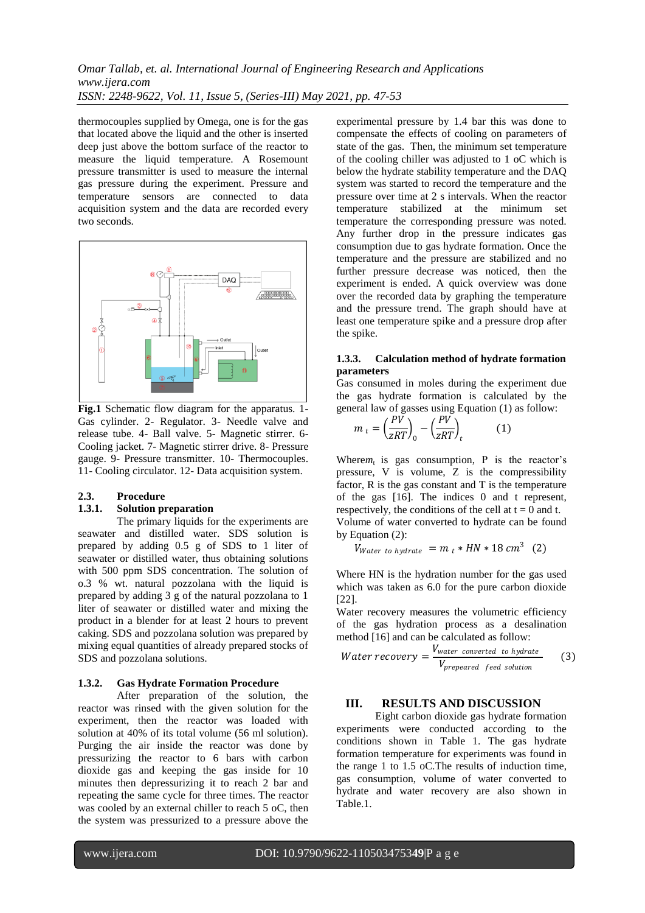thermocouples supplied by Omega, one is for the gas that located above the liquid and the other is inserted deep just above the bottom surface of the reactor to measure the liquid temperature. A Rosemount pressure transmitter is used to measure the internal gas pressure during the experiment. Pressure and temperature sensors are connected to data acquisition system and the data are recorded every two seconds.

**Fig.1** Schematic flow diagram for the apparatus. 1- Gas cylinder. 2- Regulator. 3- Needle valve and release tube. 4- Ball valve. 5- Magnetic stirrer. 6- Cooling jacket. 7- Magnetic stirrer drive. 8- Pressure gauge. 9- Pressure transmitter. 10- Thermocouples. 11- Cooling circulator. 12- Data acquisition system.

## 2.3. Procedure

### 1.3.1. Solution preparation

The primary liquids for the experiments are seawater and distilled water. SDS solution is prepared by adding 0.5 g of SDS to 1 liter of seawater or distilled water, thus obtaining solutions with 500 ppm SDS concentration. The solution of o.3 % wt. natural pozzolana with the liquid is prepared by adding 3 g of the natural pozzolana to 1 liter of seawater or distilled water and mixing the product in a blender for at least 2 hours to prevent caking. SDS and pozzolana solution was prepared by mixing equal quantities of already prepared stocks of SDS and pozzolana solutions.

### 1.3.2. Gas Hydrate Formation Procedure

After preparation of the solution, the reactor was rinsed with the given solution for the experiment, then the reactor was loaded with solution at 40% of its total volume (56 ml solution). Purging the air inside the reactor was done by pressurizing the reactor to 6 bars with carbon dioxide gas and keeping the gas inside for 10 minutes then depressurizing it to reach 2 bar and repeating the same cycle for three times. The reactor was cooled by an external chiller to reach 5 oC, then the system was pressurized to a pressure above the experimental pressure by 1.4 bar this was done to compensate the effects of cooling on parameters of state of the gas. Then, the minimum set temperature of the cooling chiller was adjusted to 1 oC which is below the hydrate stability temperature and the DAQ system was started to record the temperature and the pressure over time at 2 s intervals. When the reactor temperature stabilized at the minimum set temperature the corresponding pressure was noted. Any further drop in the pressure indicates gas consumption due to gas hydrate formation. Once the temperature and the pressure are stabilized and no further pressure decrease was noticed, then the experiment is ended. A quick overview was done over the recorded data by graphing the temperature and the pressure trend. The graph should have at least one temperature spike and a pressure drop after the spike.

### 1.3.3. Calculation method of hydrate formation parameters

Gas consumed in moles during the experiment due the gas hydrate formation is calculated by the general law of gasses using Equation (1) as follow:

$$m_t = \left(\frac{PV}{zRT}\right)_0 - \left(\frac{PV}{zRT}\right)_t \qquad (1)$$

Where $m_t$ is gas consumption, P is the reactor's pressure, V is volume, Z is the compressibility factor, R is the gas constant and T is the temperature of the gas [16]. The indices 0 and t represent, respectively, the conditions of the cell at t = 0 and t. Volume of water converted to hydrate can be found by Equation (2):

$$V_{Water\ to\ hydrate} = m_t * HN * 18\ cm^3 \quad (2)$$

Where HN is the hydration number for the gas used which was taken as 6.0 for the pure carbon dioxide [22].

Water recovery measures the volumetric efficiency of the gas hydration process as a desalination method [16] and can be calculated as follow:

$$Water\ recovery = \frac{V_{water\ converted\ to\ hydrate}}{V_{prepeared\ \ feed\ solution}} \qquad (3)$$

# III. RESULTS AND DISCUSSION

Eight carbon dioxide gas hydrate formation experiments were conducted according to the conditions shown in Table 1. The gas hydrate formation temperature for experiments was found in the range 1 to 1.5 oC.The results of induction time, gas consumption, volume of water converted to hydrate and water recovery are also shown in Table.1.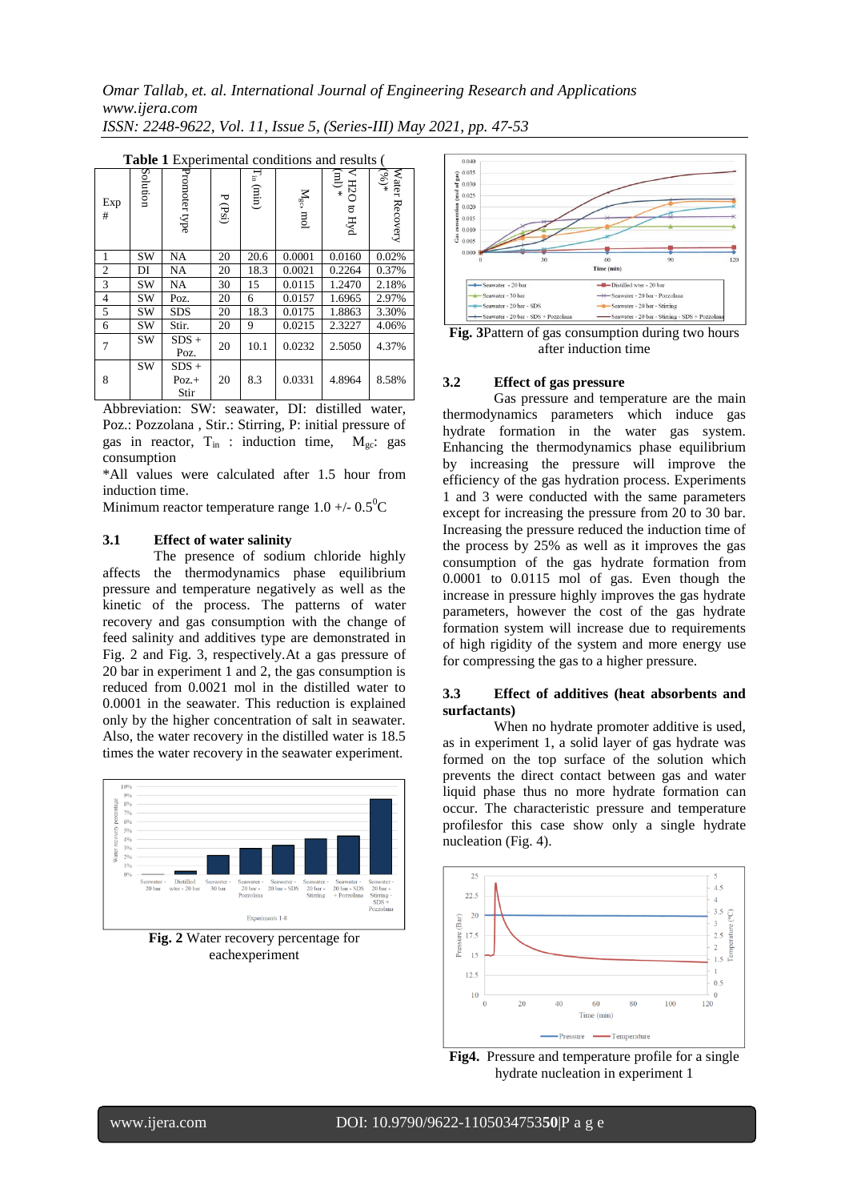**Table 1** Experimental conditions and results (

| Exp # | Solution | Promoter type | P (Psi) | $T_{in}$ (min) | $M_{gc}$, mol | V H2O to Hyd (ml) * | Water Recovery (%)* |
|---|---|---|---|---|---|---|---|
| 1 | SW | NA | 20 | 20.6 | 0.0001 | 0.0160 | 0.02% |
| 2 | DI | NA | 20 | 18.3 | 0.0021 | 0.2264 | 0.37% |
| 3 | SW | NA | 30 | 15 | 0.0115 | 1.2470 | 2.18% |
| 4 | SW | Poz. | 20 | 6 | 0.0157 | 1.6965 | 2.97% |
| 5 | SW | SDS | 20 | 18.3 | 0.0175 | 1.8863 | 3.30% |
| 6 | SW | Stir. | 20 | 9 | 0.0215 | 2.3227 | 4.06% |
| 7 | SW | SDS + Poz. | 20 | 10.1 | 0.0232 | 2.5050 | 4.37% |
| 8 | SW | SDS + Poz.+ Stir | 20 | 8.3 | 0.0331 | 4.8964 | 8.58% |

Abbreviation: SW: seawater, DI: distilled water, Poz.: Pozzolana , Stir.: Stirring, P: initial pressure of gas in reactor, $T_{in}$ : induction time, $M_{gc}$: gas consumption

*All values were calculated after 1.5 hour from induction time.

Minimum reactor temperature range 1.0 +/- 0.5$^0$C

### 3.1 Effect of water salinity

The presence of sodium chloride highly affects the thermodynamics phase equilibrium pressure and temperature negatively as well as the kinetic of the process. The patterns of water recovery and gas consumption with the change of feed salinity and additives type are demonstrated in Fig. 2 and Fig. 3, respectively.At a gas pressure of 20 bar in experiment 1 and 2, the gas consumption is reduced from 0.0021 mol in the distilled water to 0.0001 in the seawater. This reduction is explained only by the higher concentration of salt in seawater. Also, the water recovery in the distilled water is 18.5 times the water recovery in the seawater experiment.

**Fig. 2** Water recovery percentage for eachexperiment

**Fig. 3**Pattern of gas consumption during two hours after induction time

### 3.2 Effect of gas pressure

Gas pressure and temperature are the main thermodynamics parameters which induce gas hydrate formation in the water gas system. Enhancing the thermodynamics phase equilibrium by increasing the pressure will improve the efficiency of the gas hydration process. Experiments 1 and 3 were conducted with the same parameters except for increasing the pressure from 20 to 30 bar. Increasing the pressure reduced the induction time of the process by 25% as well as it improves the gas consumption of the gas hydrate formation from 0.0001 to 0.0115 mol of gas. Even though the increase in pressure highly improves the gas hydrate parameters, however the cost of the gas hydrate formation system will increase due to requirements of high rigidity of the system and more energy use for compressing the gas to a higher pressure.

### 3.3 Effect of additives (heat absorbents and surfactants)

When no hydrate promoter additive is used, as in experiment 1, a solid layer of gas hydrate was formed on the top surface of the solution which prevents the direct contact between gas and water liquid phase thus no more hydrate formation can occur. The characteristic pressure and temperature profilesfor this case show only a single hydrate nucleation (Fig. 4).

**Fig4.** Pressure and temperature profile for a single hydrate nucleation in experiment 1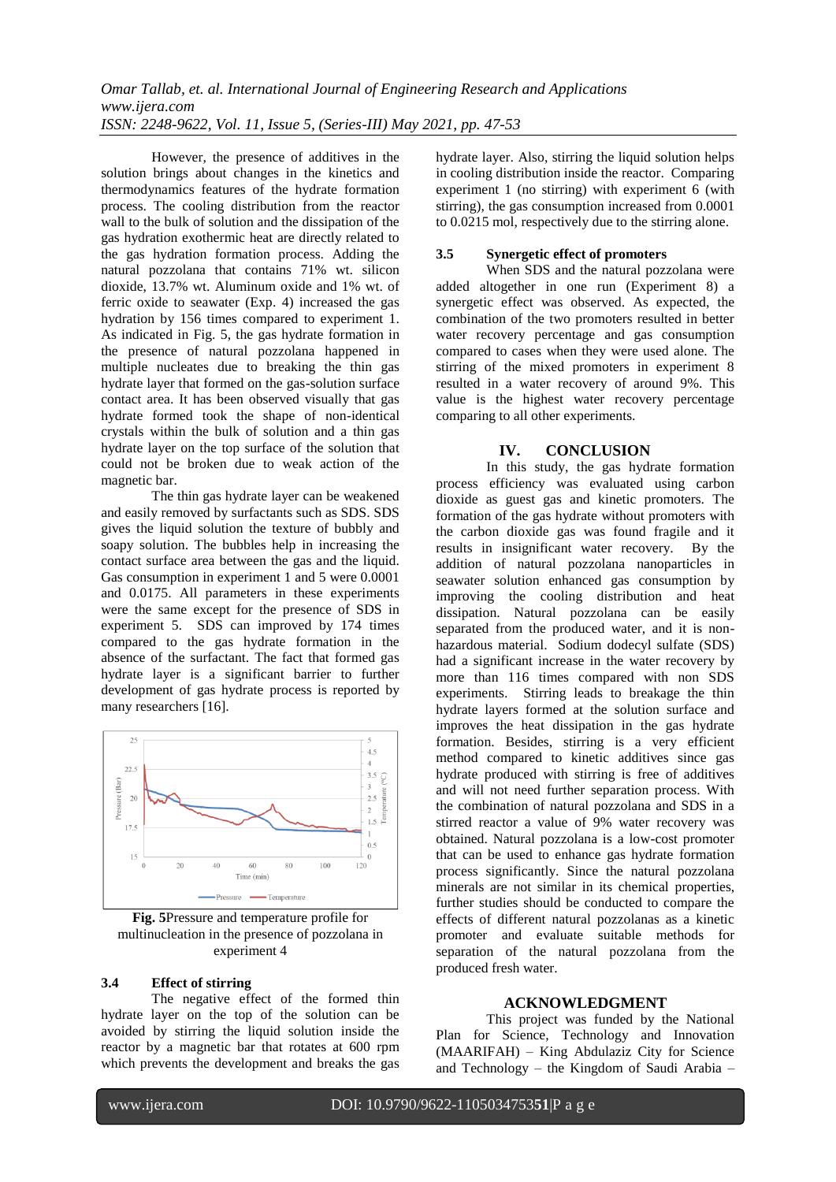However, the presence of additives in the solution brings about changes in the kinetics and thermodynamics features of the hydrate formation process. The cooling distribution from the reactor wall to the bulk of solution and the dissipation of the gas hydration exothermic heat are directly related to the gas hydration formation process. Adding the natural pozzolana that contains 71% wt. silicon dioxide, 13.7% wt. Aluminum oxide and 1% wt. of ferric oxide to seawater (Exp. 4) increased the gas hydration by 156 times compared to experiment 1. As indicated in Fig. 5, the gas hydrate formation in the presence of natural pozzolana happened in multiple nucleates due to breaking the thin gas hydrate layer that formed on the gas-solution surface contact area. It has been observed visually that gas hydrate formed took the shape of non-identical crystals within the bulk of solution and a thin gas hydrate layer on the top surface of the solution that could not be broken due to weak action of the magnetic bar.

The thin gas hydrate layer can be weakened and easily removed by surfactants such as SDS. SDS gives the liquid solution the texture of bubbly and soapy solution. The bubbles help in increasing the contact surface area between the gas and the liquid. Gas consumption in experiment 1 and 5 were 0.0001 and 0.0175. All parameters in these experiments were the same except for the presence of SDS in experiment 5. SDS can improved by 174 times compared to the gas hydrate formation in the absence of the surfactant. The fact that formed gas hydrate layer is a significant barrier to further development of gas hydrate process is reported by many researchers [16].

**Fig. 5**Pressure and temperature profile for multinucleation in the presence of pozzolana in experiment 4

### 3.4 Effect of stirring

The negative effect of the formed thin hydrate layer on the top of the solution can be avoided by stirring the liquid solution inside the reactor by a magnetic bar that rotates at 600 rpm which prevents the development and breaks the gas hydrate layer. Also, stirring the liquid solution helps in cooling distribution inside the reactor. Comparing experiment 1 (no stirring) with experiment 6 (with stirring), the gas consumption increased from 0.0001 to 0.0215 mol, respectively due to the stirring alone.

### 3.5 Synergetic effect of promoters

When SDS and the natural pozzolana were added altogether in one run (Experiment 8) a synergetic effect was observed. As expected, the combination of the two promoters resulted in better water recovery percentage and gas consumption compared to cases when they were used alone. The stirring of the mixed promoters in experiment 8 resulted in a water recovery of around 9%. This value is the highest water recovery percentage comparing to all other experiments.

## IV. CONCLUSION

In this study, the gas hydrate formation process efficiency was evaluated using carbon dioxide as guest gas and kinetic promoters. The formation of the gas hydrate without promoters with the carbon dioxide gas was found fragile and it results in insignificant water recovery. By the addition of natural pozzolana nanoparticles in seawater solution enhanced gas consumption by improving the cooling distribution and heat dissipation. Natural pozzolana can be easily separated from the produced water, and it is non-hazardous material. Sodium dodecyl sulfate (SDS) had a significant increase in the water recovery by more than 116 times compared with non SDS experiments. Stirring leads to breakage the thin hydrate layers formed at the solution surface and improves the heat dissipation in the gas hydrate formation. Besides, stirring is a very efficient method compared to kinetic additives since gas hydrate produced with stirring is free of additives and will not need further separation process. With the combination of natural pozzolana and SDS in a stirred reactor a value of 9% water recovery was obtained. Natural pozzolana is a low-cost promoter that can be used to enhance gas hydrate formation process significantly. Since the natural pozzolana minerals are not similar in its chemical properties, further studies should be conducted to compare the effects of different natural pozzolanas as a kinetic promoter and evaluate suitable methods for separation of the natural pozzolana from the produced fresh water.

## ACKNOWLEDGMENT

This project was funded by the National Plan for Science, Technology and Innovation (MAARIFAH) – King Abdulaziz City for Science and Technology – the Kingdom of Saudi Arabia –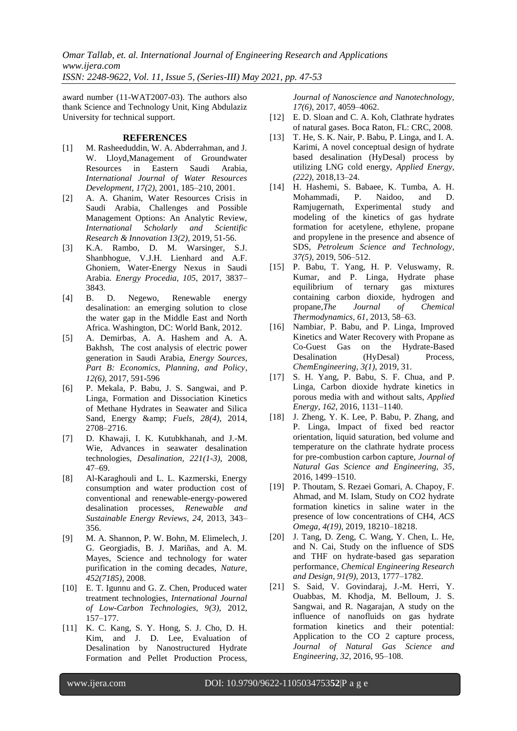award number (11-WAT2007-03). The authors also thank Science and Technology Unit, King Abdulaziz University for technical support.

## REFERENCES

[1] M. Rasheeduddin, W. A. Abderrahman, and J. W. Lloyd,Management of Groundwater Resources in Eastern Saudi Arabia, *International Journal of Water Resources Development, 17(2)*, 2001, 185–210, 2001.

[2] A. A. Ghanim, Water Resources Crisis in Saudi Arabia, Challenges and Possible Management Options: An Analytic Review, *International Scholarly and Scientific Research & Innovation 13(2)*, 2019, 51-56.

[3] K.A. Rambo, D. M. Warsinger, S.J. Shanbhogue, V.J.H. Lienhard and A.F. Ghoniem, Water-Energy Nexus in Saudi Arabia. *Energy Procedia, 105*, 2017, 3837–3843.

[4] B. D. Negewo, Renewable energy desalination: an emerging solution to close the water gap in the Middle East and North Africa. Washington, DC: World Bank, 2012.

[5] A. Demirbas, A. A. Hashem and A. A. Bakhsh, The cost analysis of electric power generation in Saudi Arabia, *Energy Sources, Part B: Economics, Planning, and Policy, 12(6)*, 2017, 591-596

[6] P. Mekala, P. Babu, J. S. Sangwai, and P. Linga, Formation and Dissociation Kinetics of Methane Hydrates in Seawater and Silica Sand, Energy &amp; *Fuels, 28(4)*, 2014, 2708–2716.

[7] D. Khawaji, I. K. Kutubkhanah, and J.-M. Wie, Advances in seawater desalination technologies, *Desalination, 221(1-3)*, 2008, 47–69.

[8] Al-Karaghouli and L. L. Kazmerski, Energy consumption and water production cost of conventional and renewable-energy-powered desalination processes, *Renewable and Sustainable Energy Reviews, 24*, 2013, 343–356.

[9] M. A. Shannon, P. W. Bohn, M. Elimelech, J. G. Georgiadis, B. J. Mariñas, and A. M. Mayes, Science and technology for water purification in the coming decades, *Nature, 452(7185)*, 2008.

[10] E. T. Igunnu and G. Z. Chen, Produced water treatment technologies, *International Journal of Low-Carbon Technologies, 9(3)*, 2012, 157–177.

[11] K. C. Kang, S. Y. Hong, S. J. Cho, D. H. Kim, and J. D. Lee, Evaluation of Desalination by Nanostructured Hydrate Formation and Pellet Production Process, *Journal of Nanoscience and Nanotechnology, 17(6)*, 2017, 4059–4062.

[12] E. D. Sloan and C. A. Koh, Clathrate hydrates of natural gases. Boca Raton, FL: CRC, 2008.

[13] T. He, S. K. Nair, P. Babu, P. Linga, and I. A. Karimi, A novel conceptual design of hydrate based desalination (HyDesal) process by utilizing LNG cold energy, *Applied Energy, (222)*, 2018,13–24.

[14] H. Hashemi, S. Babaee, K. Tumba, A. H. Mohammadi, P. Naidoo, and D. Ramjugernath, Experimental study and modeling of the kinetics of gas hydrate formation for acetylene, ethylene, propane and propylene in the presence and absence of SDS, *Petroleum Science and Technology, 37(5)*, 2019, 506–512.

[15] P. Babu, T. Yang, H. P. Veluswamy, R. Kumar, and P. Linga, Hydrate phase equilibrium of ternary gas mixtures containing carbon dioxide, hydrogen and propane,*The Journal of Chemical Thermodynamics, 61*, 2013, 58–63.

[16] Nambiar, P. Babu, and P. Linga, Improved Kinetics and Water Recovery with Propane as Co-Guest Gas on the Hydrate-Based Desalination (HyDesal) Process, *ChemEngineering, 3(1)*, 2019, 31.

[17] S. H. Yang, P. Babu, S. F. Chua, and P. Linga, Carbon dioxide hydrate kinetics in porous media with and without salts, *Applied Energy, 162*, 2016, 1131–1140.

[18] J. Zheng, Y. K. Lee, P. Babu, P. Zhang, and P. Linga, Impact of fixed bed reactor orientation, liquid saturation, bed volume and temperature on the clathrate hydrate process for pre-combustion carbon capture, *Journal of Natural Gas Science and Engineering, 35*, 2016, 1499–1510.

[19] P. Thoutam, S. Rezaei Gomari, A. Chapoy, F. Ahmad, and M. Islam, Study on CO2 hydrate formation kinetics in saline water in the presence of low concentrations of CH4, *ACS Omega, 4(19)*, 2019, 18210–18218.

[20] J. Tang, D. Zeng, C. Wang, Y. Chen, L. He, and N. Cai, Study on the influence of SDS and THF on hydrate-based gas separation performance, *Chemical Engineering Research and Design, 91(9)*, 2013, 1777–1782.

[21] S. Said, V. Govindaraj, J.-M. Herri, Y. Ouabbas, M. Khodja, M. Belloum, J. S. Sangwai, and R. Nagarajan, A study on the influence of nanofluids on gas hydrate formation kinetics and their potential: Application to the CO 2 capture process, *Journal of Natural Gas Science and Engineering, 32*, 2016, 95–108.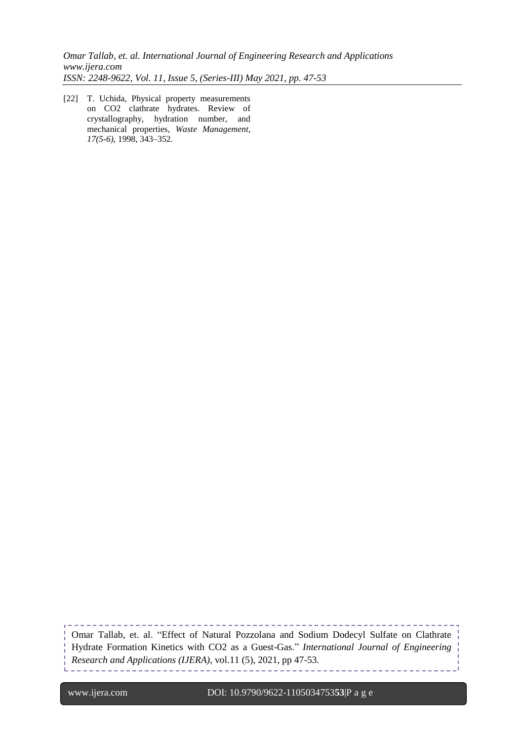[22] T. Uchida, Physical property measurements on $CO_2$ clathrate hydrates. Review of crystallography, hydration number, and mechanical properties, *Waste Management, 17(5-6)*, 1998, 343–352.

Omar Tallab, et. al. "Effect of Natural Pozzolana and Sodium Dodecyl Sulfate on Clathrate Hydrate Formation Kinetics with $CO_2$ as a Guest-Gas." *International Journal of Engineering Research and Applications (IJERA)*, vol.11 (5), 2021, pp 47-53.